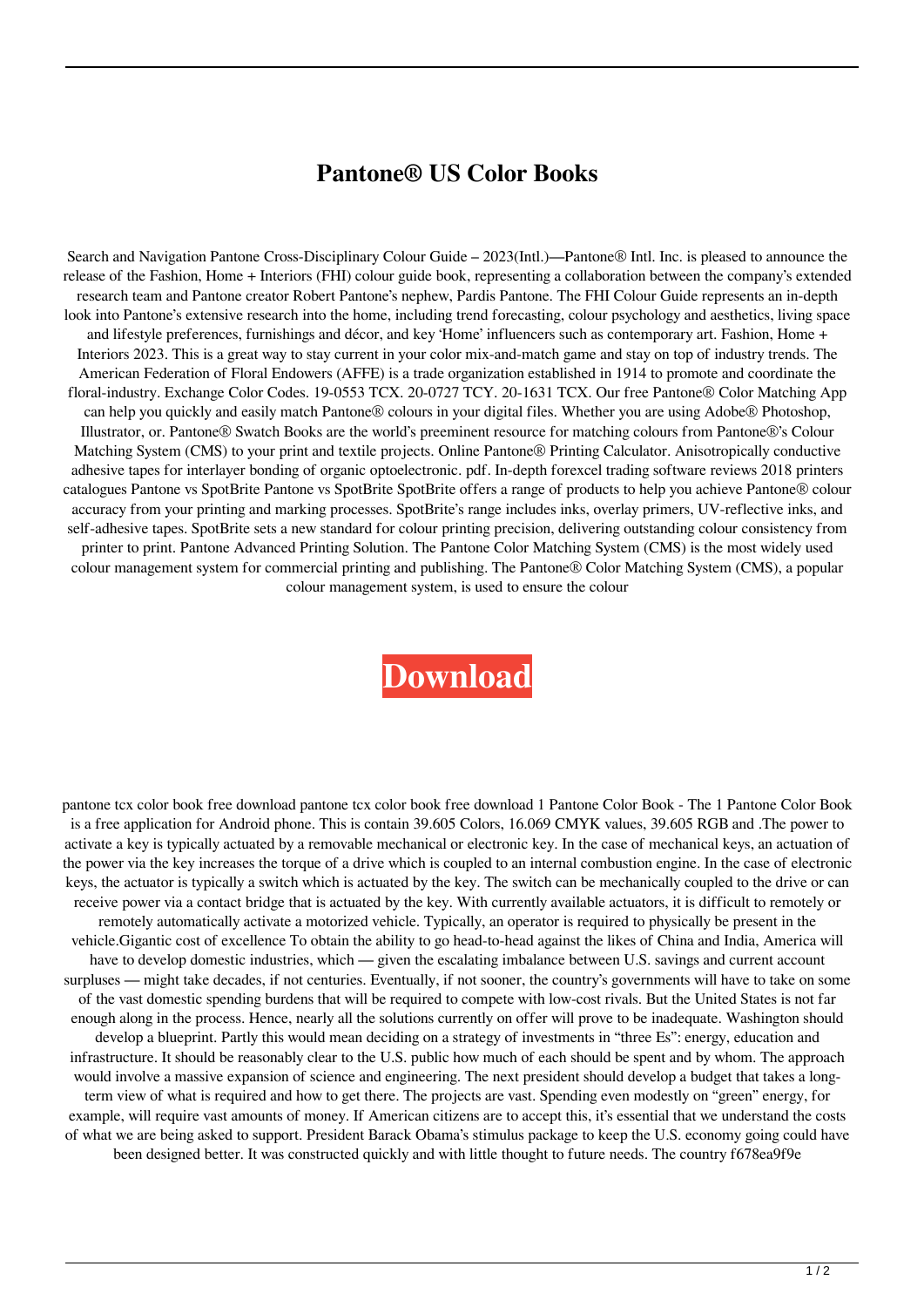# Pantone® US Color Books

Search and Navigation Pantone Cross-Disciplinary Colour Guide – 2023(Intl.)—Pantone® Intl. Inc. is pleased to announce the release of the Fashion, Home + Interiors (FHI) colour guide book, representing a collaboration between the company's extended research team and Pantone creator Robert Pantone's nephew, Pardis Pantone. The FHI Colour Guide represents an in-depth look into Pantone's extensive research into the home, including trend forecasting, colour psychology and aesthetics, living space and lifestyle preferences, furnishings and décor, and key 'Home' influencers such as contemporary art. Fashion, Home + Interiors 2023. This is a great way to stay current in your color mix-and-match game and stay on top of industry trends. The American Federation of Floral Endowers (AFFE) is a trade organization established in 1914 to promote and coordinate the floral-industry. Exchange Color Codes. 19-0553 TCX. 20-0727 TCY. 20-1631 TCX. Our free Pantone® Color Matching App can help you quickly and easily match Pantone® colours in your digital files. Whether you are using Adobe® Photoshop, Illustrator, or. Pantone® Swatch Books are the world's preeminent resource for matching colours from Pantone®'s Colour Matching System (CMS) to your print and textile projects. Online Pantone® Printing Calculator. Anisotropically conductive adhesive tapes for interlayer bonding of organic optoelectronic. pdf. In-depth forexcel trading software reviews 2018 printers catalogues Pantone vs SpotBrite Pantone vs SpotBrite SpotBrite offers a range of products to help you achieve Pantone® colour accuracy from your printing and marking processes. SpotBrite's range includes inks, overlay primers, UV-reflective inks, and self-adhesive tapes. SpotBrite sets a new standard for colour printing precision, delivering outstanding colour consistency from printer to print. Pantone Advanced Printing Solution. The Pantone Color Matching System (CMS) is the most widely used colour management system for commercial printing and publishing. The Pantone® Color Matching System (CMS), a popular colour management system, is used to ensure the colour

**Download**

pantone tcx color book free download pantone tcx color book free download 1 Pantone Color Book - The 1 Pantone Color Book is a free application for Android phone. This is contain 39.605 Colors, 16.069 CMYK values, 39.605 RGB and .The power to activate a key is typically actuated by a removable mechanical or electronic key. In the case of mechanical keys, an actuation of the power via the key increases the torque of a drive which is coupled to an internal combustion engine. In the case of electronic keys, the actuator is typically a switch which is actuated by the key. The switch can be mechanically coupled to the drive or can receive power via a contact bridge that is actuated by the key. With currently available actuators, it is difficult to remotely or remotely automatically activate a motorized vehicle. Typically, an operator is required to physically be present in the vehicle.Gigantic cost of excellence To obtain the ability to go head-to-head against the likes of China and India, America will have to develop domestic industries, which — given the escalating imbalance between U.S. savings and current account surpluses — might take decades, if not centuries. Eventually, if not sooner, the country's governments will have to take on some of the vast domestic spending burdens that will be required to compete with low-cost rivals. But the United States is not far enough along in the process. Hence, nearly all the solutions currently on offer will prove to be inadequate. Washington should develop a blueprint. Partly this would mean deciding on a strategy of investments in "three Es": energy, education and infrastructure. It should be reasonably clear to the U.S. public how much of each should be spent and by whom. The approach would involve a massive expansion of science and engineering. The next president should develop a budget that takes a long-term view of what is required and how to get there. The projects are vast. Spending even modestly on "green" energy, for example, will require vast amounts of money. If American citizens are to accept this, it's essential that we understand the costs of what we are being asked to support. President Barack Obama's stimulus package to keep the U.S. economy going could have been designed better. It was constructed quickly and with little thought to future needs. The country f678ea9f9e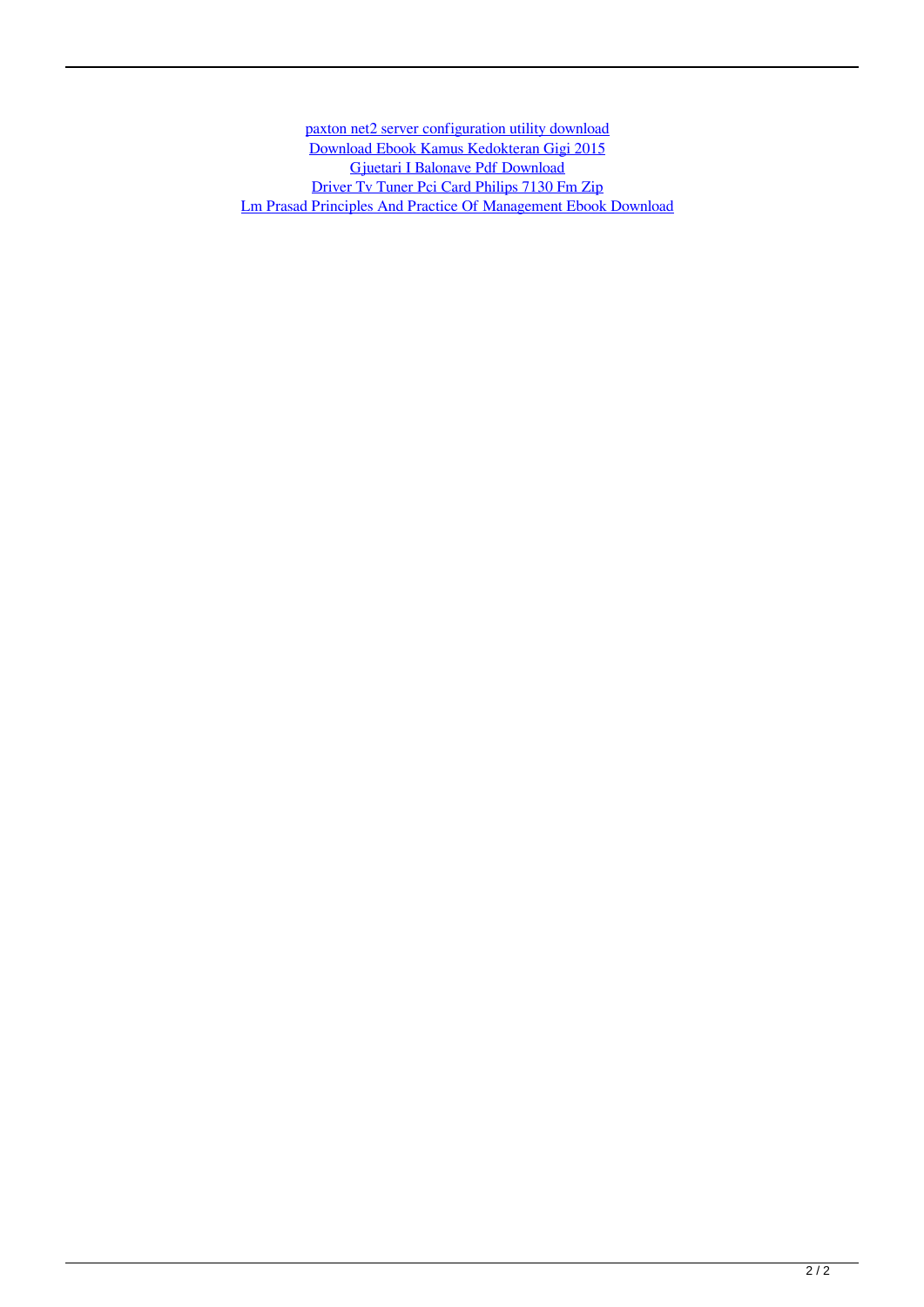paxton net2 server configuration utility download
Download Ebook Kamus Kedokteran Gigi 2015
Gjuetari I Balonave Pdf Download
Driver Tv Tuner Pci Card Philips 7130 Fm Zip
Lm Prasad Principles And Practice Of Management Ebook Download